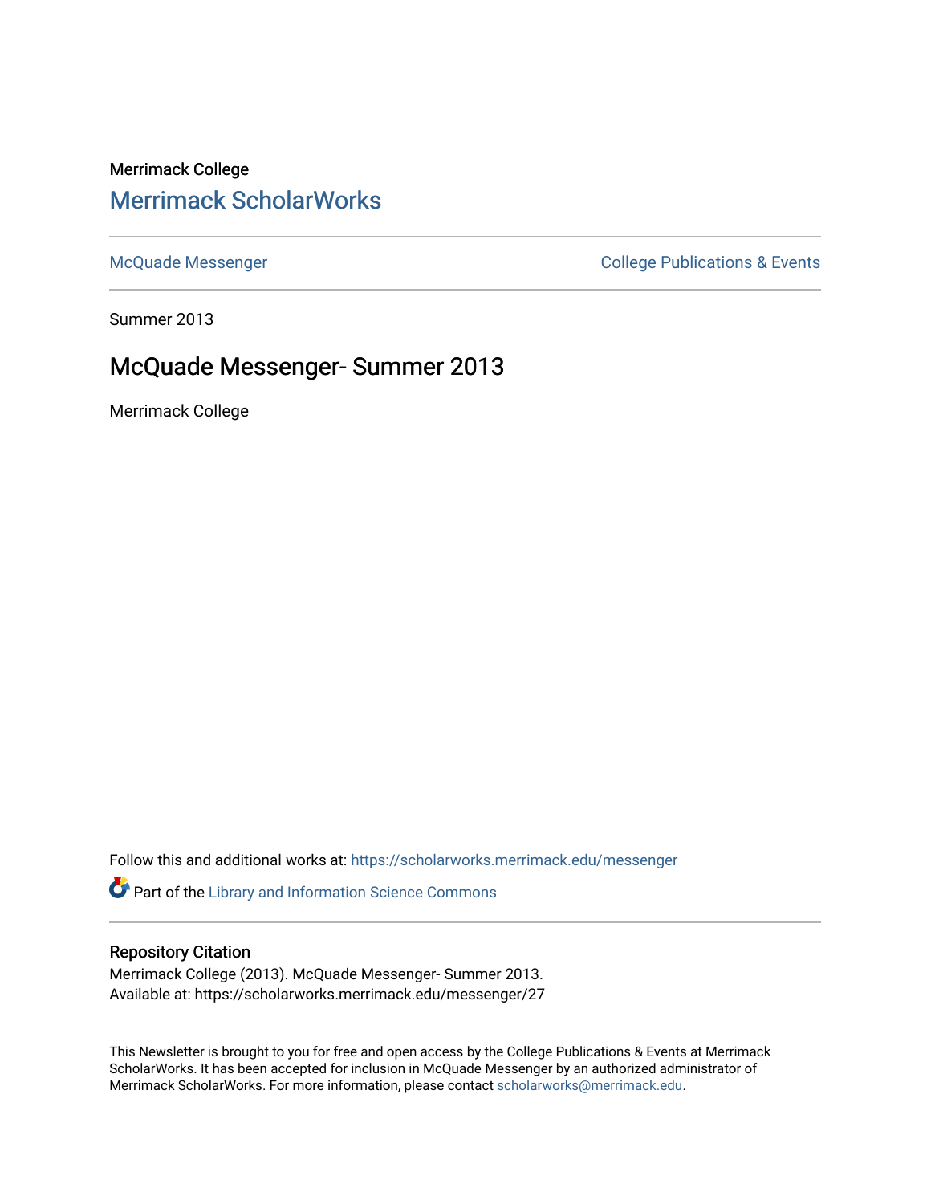Merrimack College

# Merrimack ScholarWorks

McQuade Messenger | College Publications & Events

Summer 2013

## McQuade Messenger- Summer 2013

Merrimack College

Follow this and additional works at: https://scholarworks.merrimack.edu/messenger

Part of the Library and Information Science Commons

### Repository Citation

Merrimack College (2013). McQuade Messenger- Summer 2013.
Available at: https://scholarworks.merrimack.edu/messenger/27

This Newsletter is brought to you for free and open access by the College Publications & Events at Merrimack ScholarWorks. It has been accepted for inclusion in McQuade Messenger by an authorized administrator of Merrimack ScholarWorks. For more information, please contact scholarworks@merrimack.edu.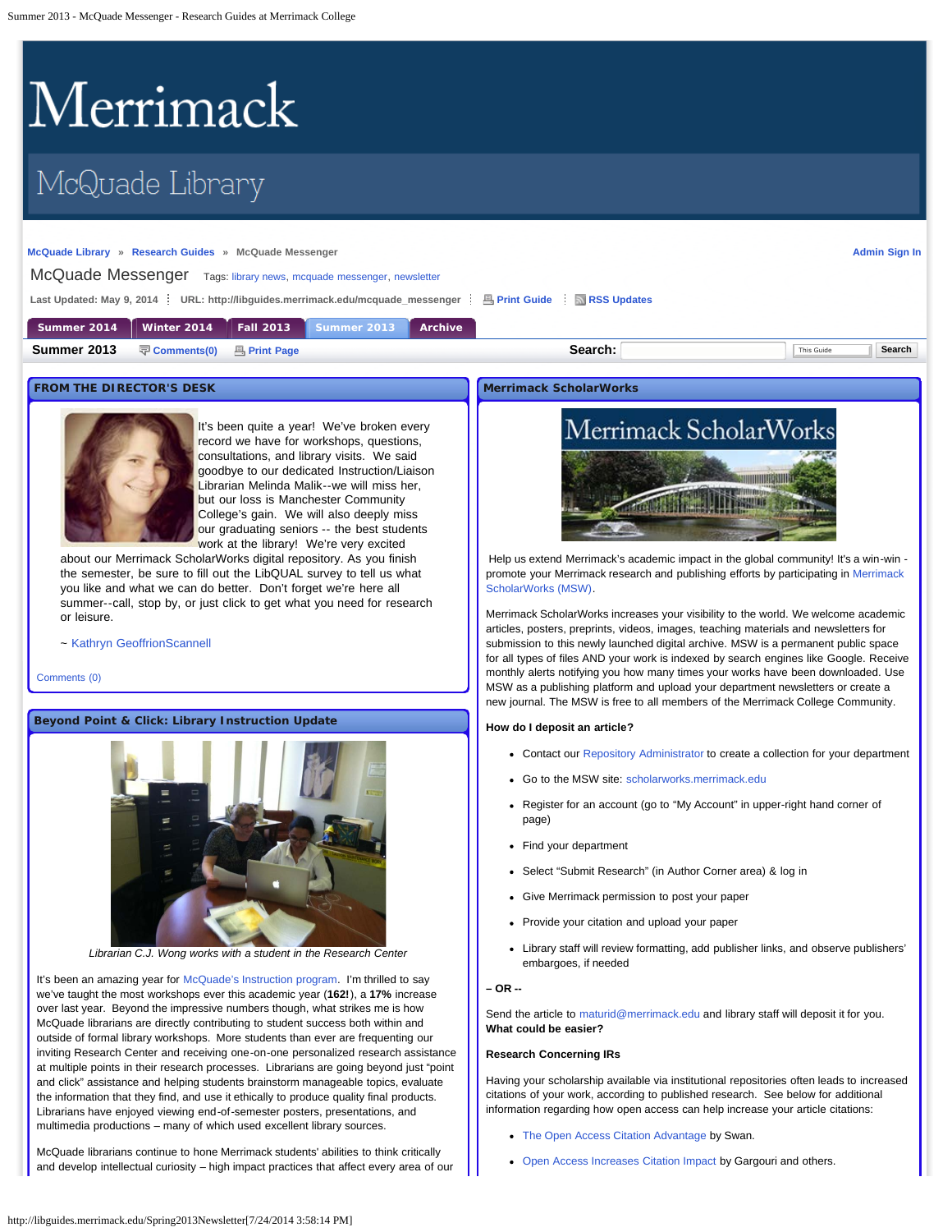# Merrimack

## McQuade Library

McQuade Library » Research Guides » McQuade Messenger Admin Sign In

McQuade Messenger Tags: library news, mcquade messenger, newsletter

Last Updated: May 9, 2014 URL: http://libguides.merrimack.edu/mcquade_messenger Print Guide RSS Updates

Summer 2014 | Winter 2014 | Fall 2013 | Summer 2013 | Archive

**Summer 2013** Comments(0) Print Page Search: This Guide Search

## FROM THE DIRECTOR'S DESK

It's been quite a year! We've broken every record we have for workshops, questions, consultations, and library visits. We said goodbye to our dedicated Instruction/Liaison Librarian Melinda Malik--we will miss her, but our loss is Manchester Community College's gain. We will also deeply miss our graduating seniors -- the best students work at the library! We're very excited about our Merrimack ScholarWorks digital repository. As you finish the semester, be sure to fill out the LibQUAL survey to tell us what you like and what we can do better. Don't forget we're here all summer--call, stop by, or just click to get what you need for research or leisure.

~ Kathryn GeoffrionScannell

Comments (0)

## Beyond Point & Click: Library Instruction Update

*Librarian C.J. Wong works with a student in the Research Center*

It's been an amazing year for McQuade's Instruction program. I'm thrilled to say we've taught the most workshops ever this academic year (**162!**), a **17%** increase over last year. Beyond the impressive numbers though, what strikes me is how McQuade librarians are directly contributing to student success both within and outside of formal library workshops. More students than ever are frequenting our inviting Research Center and receiving one-on-one personalized research assistance at multiple points in their research processes. Librarians are going beyond just "point and click" assistance and helping students brainstorm manageable topics, evaluate the information that they find, and use it ethically to produce quality final products. Librarians have enjoyed viewing end-of-semester posters, presentations, and multimedia productions – many of which used excellent library sources.

McQuade librarians continue to hone Merrimack students' abilities to think critically and develop intellectual curiosity – high impact practices that affect every area of our

## Merrimack ScholarWorks

Help us extend Merrimack's academic impact in the global community! It's a win-win - promote your Merrimack research and publishing efforts by participating in Merrimack ScholarWorks (MSW).

Merrimack ScholarWorks increases your visibility to the world. We welcome academic articles, posters, preprints, videos, images, teaching materials and newsletters for submission to this newly launched digital archive. MSW is a permanent public space for all types of files AND your work is indexed by search engines like Google. Receive monthly alerts notifying you how many times your works have been downloaded. Use MSW as a publishing platform and upload your department newsletters or create a new journal. The MSW is free to all members of the Merrimack College Community.

**How do I deposit an article?**

- Contact our Repository Administrator to create a collection for your department
- Go to the MSW site: scholarworks.merrimack.edu
- Register for an account (go to "My Account" in upper-right hand corner of page)
- Find your department
- Select "Submit Research" (in Author Corner area) & log in
- Give Merrimack permission to post your paper
- Provide your citation and upload your paper
- Library staff will review formatting, add publisher links, and observe publishers' embargoes, if needed

**– OR --**

Send the article to maturid@merrimack.edu and library staff will deposit it for you. **What could be easier?**

**Research Concerning IRs**

Having your scholarship available via institutional repositories often leads to increased citations of your work, according to published research. See below for additional information regarding how open access can help increase your article citations:

- The Open Access Citation Advantage by Swan.
- Open Access Increases Citation Impact by Gargouri and others.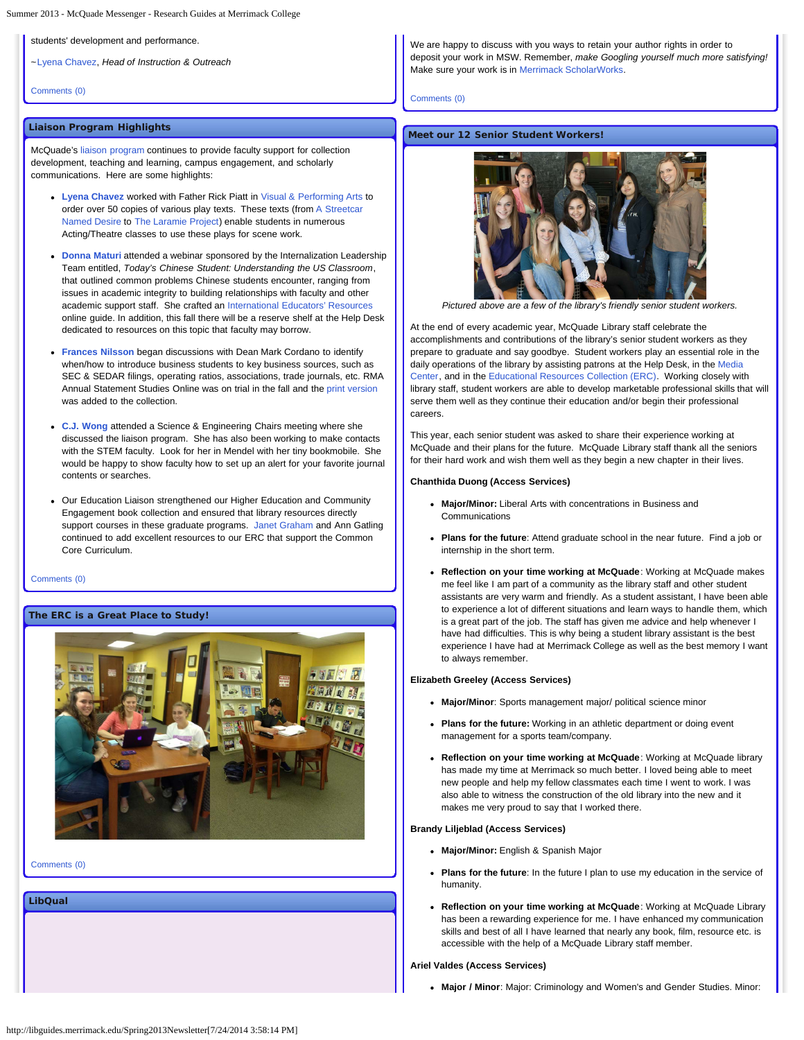students' development and performance.

~Lyena Chavez, *Head of Instruction & Outreach*

Comments (0)

## Liaison Program Highlights

McQuade's liaison program continues to provide faculty support for collection development, teaching and learning, campus engagement, and scholarly communications. Here are some highlights:

- **Lyena Chavez** worked with Father Rick Piatt in Visual & Performing Arts to order over 50 copies of various play texts. These texts (from A Streetcar Named Desire to The Laramie Project) enable students in numerous Acting/Theatre classes to use these plays for scene work.
- **Donna Maturi** attended a webinar sponsored by the Internalization Leadership Team entitled, *Today's Chinese Student: Understanding the US Classroom*, that outlined common problems Chinese students encounter, ranging from issues in academic integrity to building relationships with faculty and other academic support staff. She crafted an International Educators' Resources online guide. In addition, this fall there will be a reserve shelf at the Help Desk dedicated to resources on this topic that faculty may borrow.
- **Frances Nilsson** began discussions with Dean Mark Cordano to identify when/how to introduce business students to key business sources, such as SEC & SEDAR filings, operating ratios, associations, trade journals, etc. RMA Annual Statement Studies Online was on trial in the fall and the print version was added to the collection.
- **C.J. Wong** attended a Science & Engineering Chairs meeting where she discussed the liaison program. She has also been working to make contacts with the STEM faculty. Look for her in Mendel with her tiny bookmobile. She would be happy to show faculty how to set up an alert for your favorite journal contents or searches.
- Our Education Liaison strengthened our Higher Education and Community Engagement book collection and ensured that library resources directly support courses in these graduate programs. Janet Graham and Ann Gatling continued to add excellent resources to our ERC that support the Common Core Curriculum.

Comments (0)

## The ERC is a Great Place to Study!

Comments (0)

## LibQual

We are happy to discuss with you ways to retain your author rights in order to deposit your work in MSW. Remember, *make Googling yourself much more satisfying!* Make sure your work is in Merrimack ScholarWorks.

Comments (0)

## Meet our 12 Senior Student Workers!

*Pictured above are a few of the library's friendly senior student workers.*

At the end of every academic year, McQuade Library staff celebrate the accomplishments and contributions of the library's senior student workers as they prepare to graduate and say goodbye. Student workers play an essential role in the daily operations of the library by assisting patrons at the Help Desk, in the Media Center, and in the Educational Resources Collection (ERC). Working closely with library staff, student workers are able to develop marketable professional skills that will serve them well as they continue their education and/or begin their professional careers.

This year, each senior student was asked to share their experience working at McQuade and their plans for the future. McQuade Library staff thank all the seniors for their hard work and wish them well as they begin a new chapter in their lives.

**Chanthida Duong (Access Services)**

- **Major/Minor:** Liberal Arts with concentrations in Business and Communications
- **Plans for the future**: Attend graduate school in the near future. Find a job or internship in the short term.
- **Reflection on your time working at McQuade**: Working at McQuade makes me feel like I am part of a community as the library staff and other student assistants are very warm and friendly. As a student assistant, I have been able to experience a lot of different situations and learn ways to handle them, which is a great part of the job. The staff has given me advice and help whenever I have had difficulties. This is why being a student library assistant is the best experience I have had at Merrimack College as well as the best memory I want to always remember.

**Elizabeth Greeley (Access Services)**

- **Major/Minor**: Sports management major/ political science minor
- **Plans for the future:** Working in an athletic department or doing event management for a sports team/company.
- **Reflection on your time working at McQuade**: Working at McQuade library has made my time at Merrimack so much better. I loved being able to meet new people and help my fellow classmates each time I went to work. I was also able to witness the construction of the old library into the new and it makes me very proud to say that I worked there.

**Brandy Liljeblad (Access Services)**

- **Major/Minor:** English & Spanish Major
- **Plans for the future**: In the future I plan to use my education in the service of humanity.
- **Reflection on your time working at McQuade**: Working at McQuade Library has been a rewarding experience for me. I have enhanced my communication skills and best of all I have learned that nearly any book, film, resource etc. is accessible with the help of a McQuade Library staff member.

**Ariel Valdes (Access Services)**

- **Major / Minor**: Major: Criminology and Women's and Gender Studies. Minor: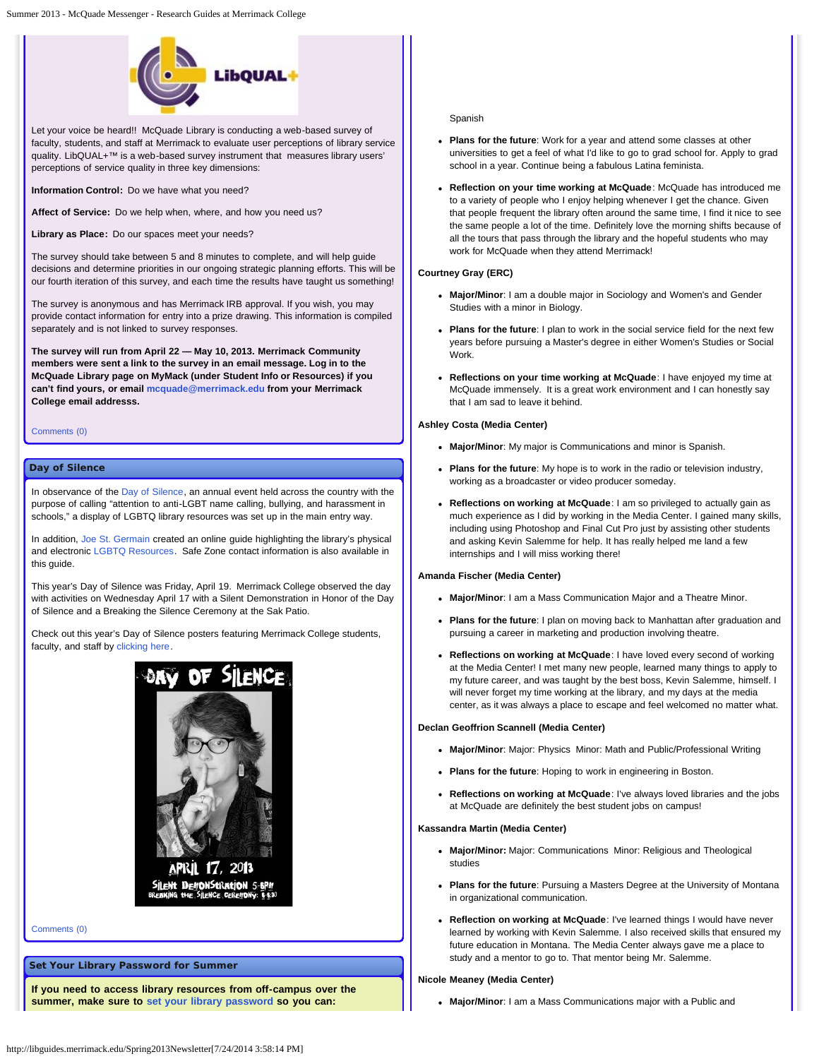Let your voice be heard!! McQuade Library is conducting a web-based survey of faculty, students, and staff at Merrimack to evaluate user perceptions of library service quality. LibQUAL+™ is a web-based survey instrument that measures library users' perceptions of service quality in three key dimensions:

**Information Control:** Do we have what you need?

**Affect of Service:** Do we help when, where, and how you need us?

**Library as Place:** Do our spaces meet your needs?

The survey should take between 5 and 8 minutes to complete, and will help guide decisions and determine priorities in our ongoing strategic planning efforts. This will be our fourth iteration of this survey, and each time the results have taught us something!

The survey is anonymous and has Merrimack IRB approval. If you wish, you may provide contact information for entry into a prize drawing. This information is compiled separately and is not linked to survey responses.

**The survey will run from April 22 — May 10, 2013. Merrimack Community members were sent a link to the survey in an email message. Log in to the McQuade Library page on MyMack (under Student Info or Resources) if you can't find yours, or email mcquade@merrimack.edu from your Merrimack College email addresss.**

Comments (0)

## Day of Silence

In observance of the Day of Silence, an annual event held across the country with the purpose of calling "attention to anti-LGBT name calling, bullying, and harassment in schools," a display of LGBTQ library resources was set up in the main entry way.

In addition, Joe St. Germain created an online guide highlighting the library's physical and electronic LGBTQ Resources. Safe Zone contact information is also available in this guide.

This year's Day of Silence was Friday, April 19. Merrimack College observed the day with activities on Wednesday April 17 with a Silent Demonstration in Honor of the Day of Silence and a Breaking the Silence Ceremony at the Sak Patio.

Check out this year's Day of Silence posters featuring Merrimack College students, faculty, and staff by clicking here.

Comments (0)

## Set Your Library Password for Summer

**If you need to access library resources from off-campus over the summer, make sure to set your library password so you can:**

Spanish

- **Plans for the future**: Work for a year and attend some classes at other universities to get a feel of what I'd like to go to grad school for. Apply to grad school in a year. Continue being a fabulous Latina feminista.
- **Reflection on your time working at McQuade**: McQuade has introduced me to a variety of people who I enjoy helping whenever I get the chance. Given that people frequent the library often around the same time, I find it nice to see the same people a lot of the time. Definitely love the morning shifts because of all the tours that pass through the library and the hopeful students who may work for McQuade when they attend Merrimack!

**Courtney Gray (ERC)**

- **Major/Minor**: I am a double major in Sociology and Women's and Gender Studies with a minor in Biology.
- **Plans for the future**: I plan to work in the social service field for the next few years before pursuing a Master's degree in either Women's Studies or Social Work.
- **Reflections on your time working at McQuade**: I have enjoyed my time at McQuade immensely. It is a great work environment and I can honestly say that I am sad to leave it behind.

**Ashley Costa (Media Center)**

- **Major/Minor**: My major is Communications and minor is Spanish.
- **Plans for the future**: My hope is to work in the radio or television industry, working as a broadcaster or video producer someday.
- **Reflections on working at McQuade**: I am so privileged to actually gain as much experience as I did by working in the Media Center. I gained many skills, including using Photoshop and Final Cut Pro just by assisting other students and asking Kevin Salemme for help. It has really helped me land a few internships and I will miss working there!

**Amanda Fischer (Media Center)**

- **Major/Minor**: I am a Mass Communication Major and a Theatre Minor.
- **Plans for the future**: I plan on moving back to Manhattan after graduation and pursuing a career in marketing and production involving theatre.
- **Reflections on working at McQuade**: I have loved every second of working at the Media Center! I met many new people, learned many things to apply to my future career, and was taught by the best boss, Kevin Salemme, himself. I will never forget my time working at the library, and my days at the media center, as it was always a place to escape and feel welcomed no matter what.

**Declan Geoffrion Scannell (Media Center)**

- **Major/Minor**: Major: Physics Minor: Math and Public/Professional Writing
- **Plans for the future**: Hoping to work in engineering in Boston.
- **Reflections on working at McQuade**: I've always loved libraries and the jobs at McQuade are definitely the best student jobs on campus!

**Kassandra Martin (Media Center)**

- **Major/Minor:** Major: Communications Minor: Religious and Theological studies
- **Plans for the future**: Pursuing a Masters Degree at the University of Montana in organizational communication.
- **Reflection on working at McQuade**: I've learned things I would have never learned by working with Kevin Salemme. I also received skills that helped my future education in Montana. The Media Center always gave me a place to study and a mentor to go to. That mentor being Mr. Salemme.

**Nicole Meaney (Media Center)**

- **Major/Minor**: I am a Mass Communications major with a Public and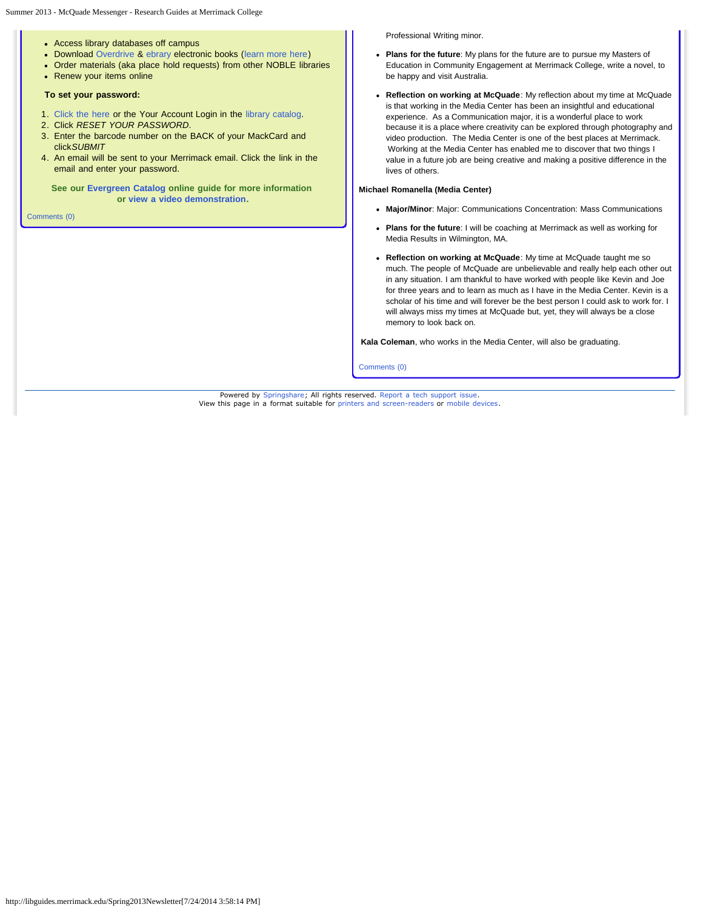- Access library databases off campus
- Download Overdrive & ebrary electronic books (learn more here)
- Order materials (aka place hold requests) from other NOBLE libraries
- Renew your items online

**To set your password:**

1. Click the here or the Your Account Login in the library catalog.
2. Click *RESET YOUR PASSWORD.*
3. Enter the barcode number on the BACK of your MackCard and click*SUBMIT*
4. An email will be sent to your Merrimack email. Click the link in the email and enter your password.

**See our Evergreen Catalog online guide for more information or view a video demonstration.**

Comments (0)

Professional Writing minor.

- **Plans for the future**: My plans for the future are to pursue my Masters of Education in Community Engagement at Merrimack College, write a novel, to be happy and visit Australia.
- **Reflection on working at McQuade**: My reflection about my time at McQuade is that working in the Media Center has been an insightful and educational experience. As a Communication major, it is a wonderful place to work because it is a place where creativity can be explored through photography and video production. The Media Center is one of the best places at Merrimack. Working at the Media Center has enabled me to discover that two things I value in a future job are being creative and making a positive difference in the lives of others.

**Michael Romanella (Media Center)**

- **Major/Minor**: Major: Communications Concentration: Mass Communications
- **Plans for the future**: I will be coaching at Merrimack as well as working for Media Results in Wilmington, MA.
- **Reflection on working at McQuade**: My time at McQuade taught me so much. The people of McQuade are unbelievable and really help each other out in any situation. I am thankful to have worked with people like Kevin and Joe for three years and to learn as much as I have in the Media Center. Kevin is a scholar of his time and will forever be the best person I could ask to work for. I will always miss my times at McQuade but, yet, they will always be a close memory to look back on.

**Kala Coleman**, who works in the Media Center, will also be graduating.

Comments (0)

Powered by Springshare; All rights reserved. Report a tech support issue.
View this page in a format suitable for printers and screen-readers or mobile devices.